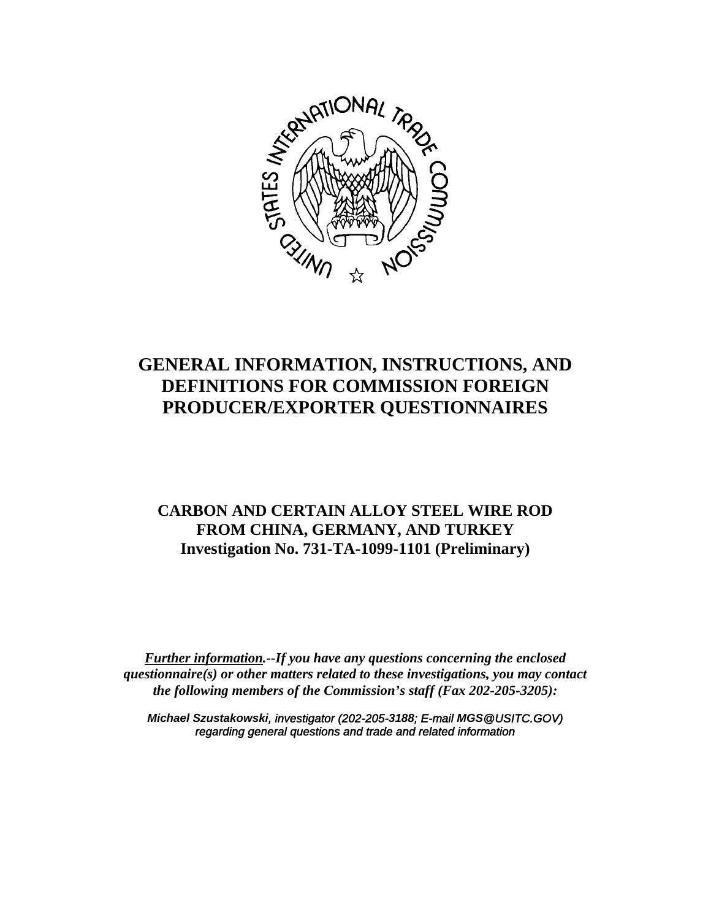# GENERAL INFORMATION, INSTRUCTIONS, AND DEFINITIONS FOR COMMISSION FOREIGN PRODUCER/EXPORTER QUESTIONNAIRES

## CARBON AND CERTAIN ALLOY STEEL WIRE ROD FROM CHINA, GERMANY, AND TURKEY
## Investigation No. 731-TA-1099-1101 (Preliminary)

***Further information.--If you have any questions concerning the enclosed questionnaire(s) or other matters related to these investigations, you may contact the following members of the Commission's staff (Fax 202-205-3205):***

***Michael Szustakowski**, investigator (202-205-3188; E-mail **MGS@USITC.GOV**) regarding general questions and trade and related information*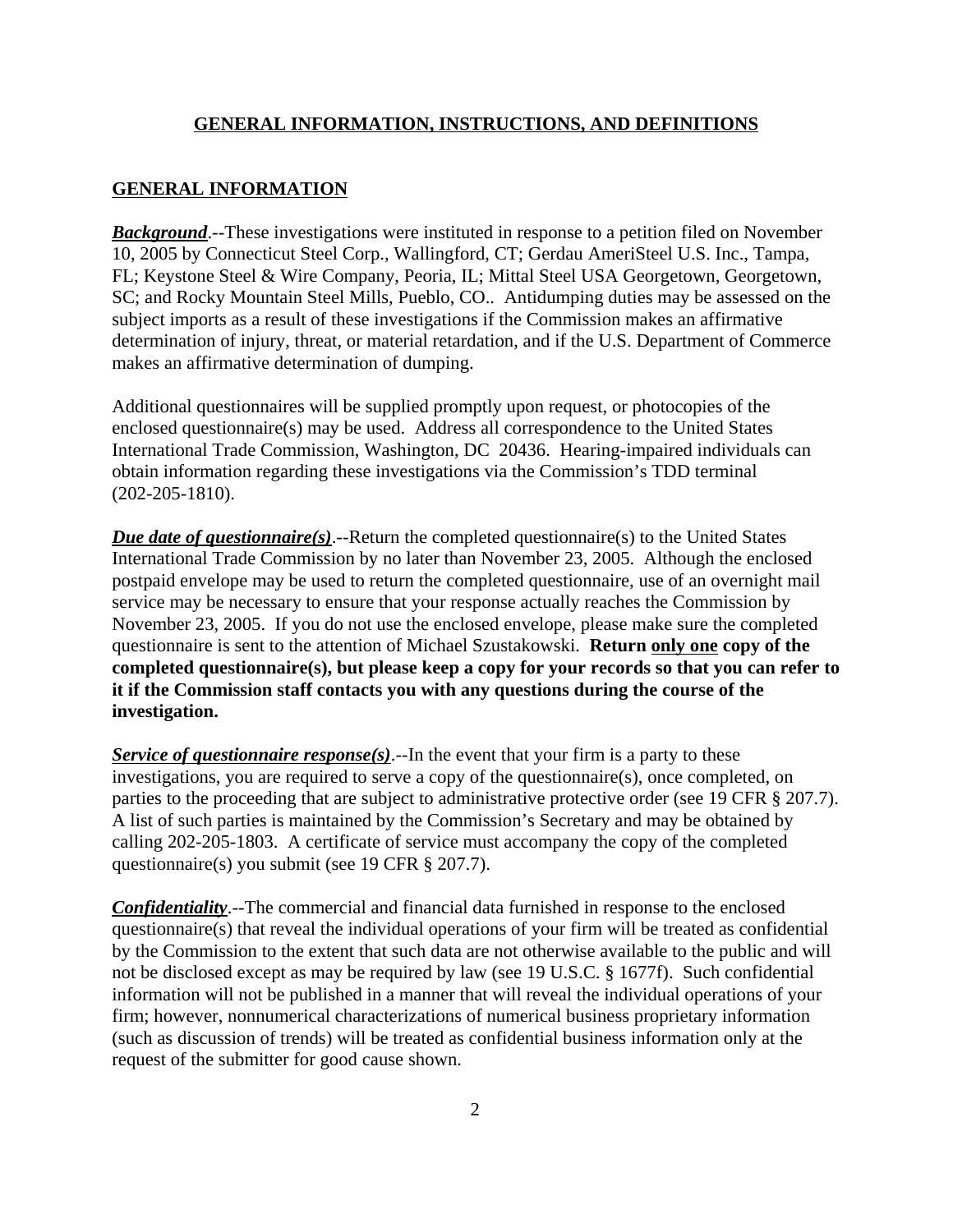## GENERAL INFORMATION, INSTRUCTIONS, AND DEFINITIONS

### GENERAL INFORMATION

***Background***.--These investigations were instituted in response to a petition filed on November 10, 2005 by Connecticut Steel Corp., Wallingford, CT; Gerdau AmeriSteel U.S. Inc., Tampa, FL; Keystone Steel & Wire Company, Peoria, IL; Mittal Steel USA Georgetown, Georgetown, SC; and Rocky Mountain Steel Mills, Pueblo, CO.. Antidumping duties may be assessed on the subject imports as a result of these investigations if the Commission makes an affirmative determination of injury, threat, or material retardation, and if the U.S. Department of Commerce makes an affirmative determination of dumping.

Additional questionnaires will be supplied promptly upon request, or photocopies of the enclosed questionnaire(s) may be used. Address all correspondence to the United States International Trade Commission, Washington, DC 20436. Hearing-impaired individuals can obtain information regarding these investigations via the Commission's TDD terminal (202-205-1810).

***Due date of questionnaire(s)***.--Return the completed questionnaire(s) to the United States International Trade Commission by no later than November 23, 2005. Although the enclosed postpaid envelope may be used to return the completed questionnaire, use of an overnight mail service may be necessary to ensure that your response actually reaches the Commission by November 23, 2005. If you do not use the enclosed envelope, please make sure the completed questionnaire is sent to the attention of Michael Szustakowski. **Return only one copy of the completed questionnaire(s), but please keep a copy for your records so that you can refer to it if the Commission staff contacts you with any questions during the course of the investigation.**

***Service of questionnaire response(s)***.--In the event that your firm is a party to these investigations, you are required to serve a copy of the questionnaire(s), once completed, on parties to the proceeding that are subject to administrative protective order (see 19 CFR § 207.7). A list of such parties is maintained by the Commission's Secretary and may be obtained by calling 202-205-1803. A certificate of service must accompany the copy of the completed questionnaire(s) you submit (see 19 CFR § 207.7).

***Confidentiality***.--The commercial and financial data furnished in response to the enclosed questionnaire(s) that reveal the individual operations of your firm will be treated as confidential by the Commission to the extent that such data are not otherwise available to the public and will not be disclosed except as may be required by law (see 19 U.S.C. § 1677f). Such confidential information will not be published in a manner that will reveal the individual operations of your firm; however, nonnumerical characterizations of numerical business proprietary information (such as discussion of trends) will be treated as confidential business information only at the request of the submitter for good cause shown.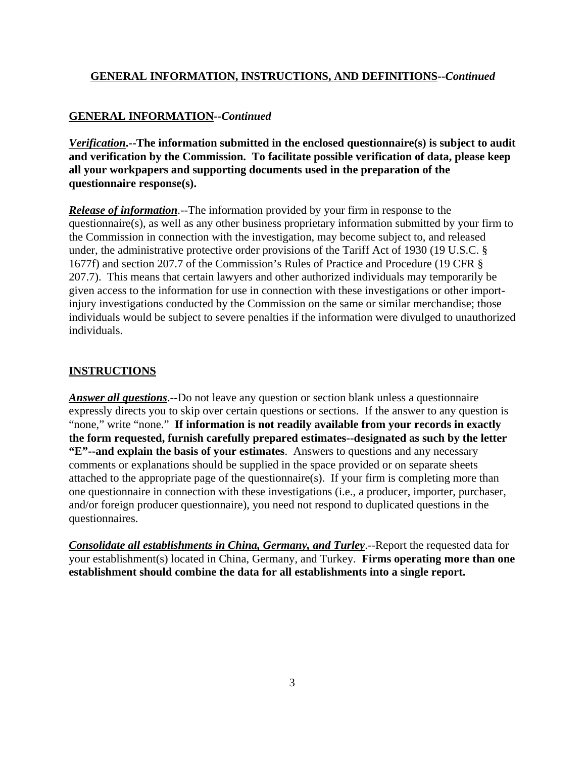## GENERAL INFORMATION, INSTRUCTIONS, AND DEFINITIONS--*Continued*

### GENERAL INFORMATION--*Continued*

***Verification*.--The information submitted in the enclosed questionnaire(s) is subject to audit and verification by the Commission. To facilitate possible verification of data, please keep all your workpapers and supporting documents used in the preparation of the questionnaire response(s).**

***Release of information***.--The information provided by your firm in response to the questionnaire(s), as well as any other business proprietary information submitted by your firm to the Commission in connection with the investigation, may become subject to, and released under, the administrative protective order provisions of the Tariff Act of 1930 (19 U.S.C. § 1677f) and section 207.7 of the Commission's Rules of Practice and Procedure (19 CFR § 207.7). This means that certain lawyers and other authorized individuals may temporarily be given access to the information for use in connection with these investigations or other import-injury investigations conducted by the Commission on the same or similar merchandise; those individuals would be subject to severe penalties if the information were divulged to unauthorized individuals.

### INSTRUCTIONS

***Answer all questions***.--Do not leave any question or section blank unless a questionnaire expressly directs you to skip over certain questions or sections. If the answer to any question is "none," write "none." **If information is not readily available from your records in exactly the form requested, furnish carefully prepared estimates--designated as such by the letter "E"--and explain the basis of your estimates**. Answers to questions and any necessary comments or explanations should be supplied in the space provided or on separate sheets attached to the appropriate page of the questionnaire(s). If your firm is completing more than one questionnaire in connection with these investigations (i.e., a producer, importer, purchaser, and/or foreign producer questionnaire), you need not respond to duplicated questions in the questionnaires.

***Consolidate all establishments in China, Germany, and Turley***.--Report the requested data for your establishment(s) located in China, Germany, and Turkey. **Firms operating more than one establishment should combine the data for all establishments into a single report.**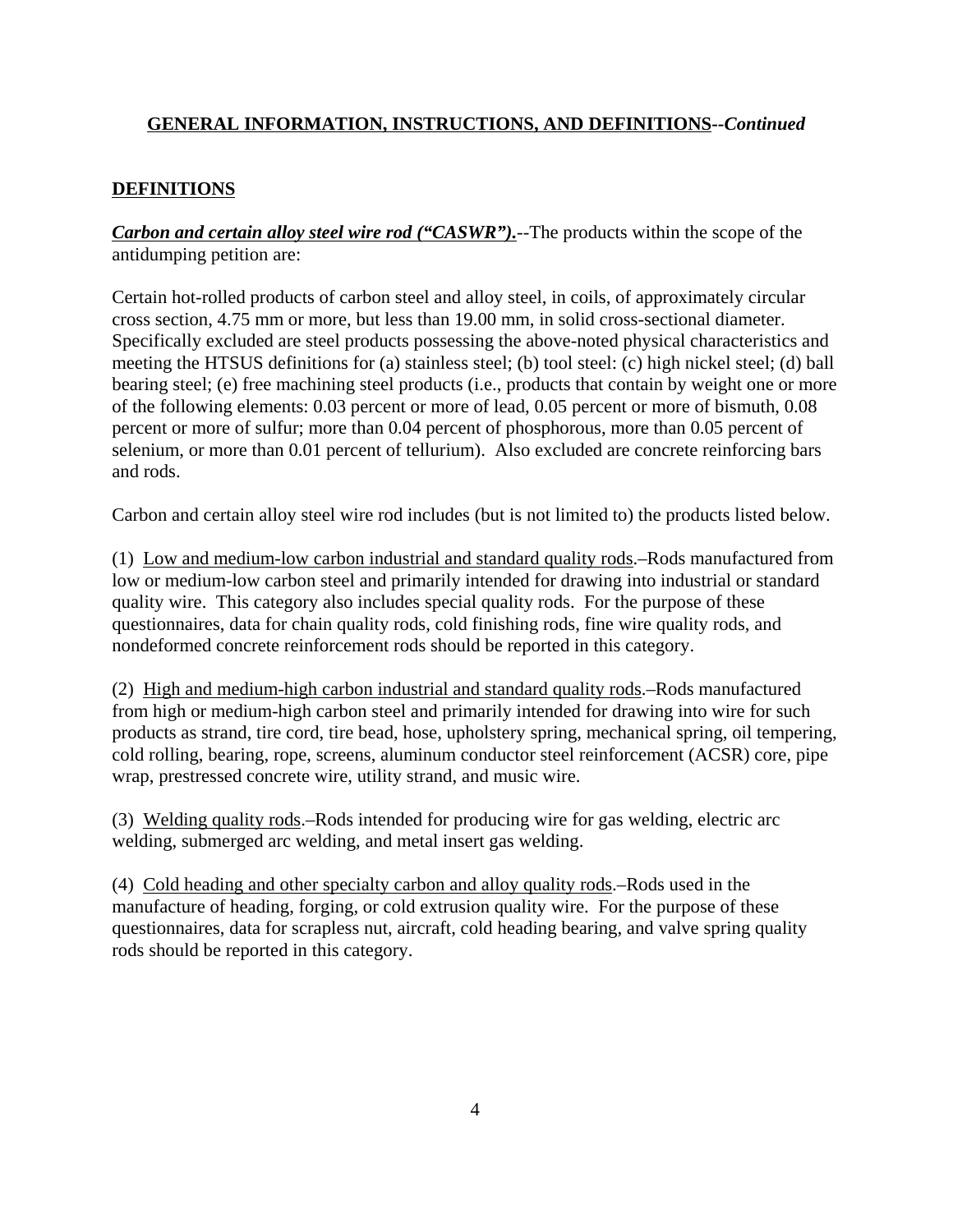## GENERAL INFORMATION, INSTRUCTIONS, AND DEFINITIONS--*Continued*

### DEFINITIONS

***Carbon and certain alloy steel wire rod ("CASWR").***--The products within the scope of the antidumping petition are:

Certain hot-rolled products of carbon steel and alloy steel, in coils, of approximately circular cross section, 4.75 mm or more, but less than 19.00 mm, in solid cross-sectional diameter. Specifically excluded are steel products possessing the above-noted physical characteristics and meeting the HTSUS definitions for (a) stainless steel; (b) tool steel: (c) high nickel steel; (d) ball bearing steel; (e) free machining steel products (i.e., products that contain by weight one or more of the following elements: 0.03 percent or more of lead, 0.05 percent or more of bismuth, 0.08 percent or more of sulfur; more than 0.04 percent of phosphorous, more than 0.05 percent of selenium, or more than 0.01 percent of tellurium). Also excluded are concrete reinforcing bars and rods.

Carbon and certain alloy steel wire rod includes (but is not limited to) the products listed below.

(1) Low and medium-low carbon industrial and standard quality rods.–Rods manufactured from low or medium-low carbon steel and primarily intended for drawing into industrial or standard quality wire. This category also includes special quality rods. For the purpose of these questionnaires, data for chain quality rods, cold finishing rods, fine wire quality rods, and nondeformed concrete reinforcement rods should be reported in this category.

(2) High and medium-high carbon industrial and standard quality rods.–Rods manufactured from high or medium-high carbon steel and primarily intended for drawing into wire for such products as strand, tire cord, tire bead, hose, upholstery spring, mechanical spring, oil tempering, cold rolling, bearing, rope, screens, aluminum conductor steel reinforcement (ACSR) core, pipe wrap, prestressed concrete wire, utility strand, and music wire.

(3) Welding quality rods.–Rods intended for producing wire for gas welding, electric arc welding, submerged arc welding, and metal insert gas welding.

(4) Cold heading and other specialty carbon and alloy quality rods.–Rods used in the manufacture of heading, forging, or cold extrusion quality wire. For the purpose of these questionnaires, data for scrapless nut, aircraft, cold heading bearing, and valve spring quality rods should be reported in this category.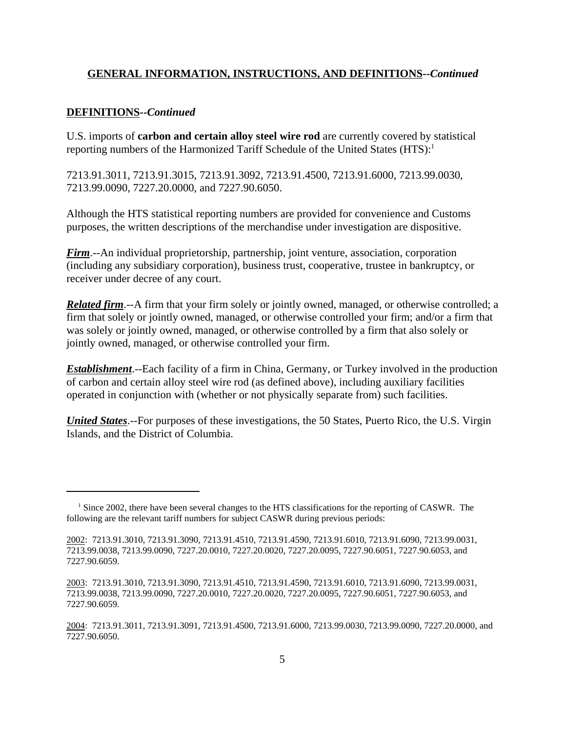## GENERAL INFORMATION, INSTRUCTIONS, AND DEFINITIONS--*Continued*

### DEFINITIONS--*Continued*

U.S. imports of **carbon and certain alloy steel wire rod** are currently covered by statistical reporting numbers of the Harmonized Tariff Schedule of the United States (HTS):[1]

7213.91.3011, 7213.91.3015, 7213.91.3092, 7213.91.4500, 7213.91.6000, 7213.99.0030, 7213.99.0090, 7227.20.0000, and 7227.90.6050.

Although the HTS statistical reporting numbers are provided for convenience and Customs purposes, the written descriptions of the merchandise under investigation are dispositive.

***Firm***.--An individual proprietorship, partnership, joint venture, association, corporation (including any subsidiary corporation), business trust, cooperative, trustee in bankruptcy, or receiver under decree of any court.

***Related firm***.--A firm that your firm solely or jointly owned, managed, or otherwise controlled; a firm that solely or jointly owned, managed, or otherwise controlled your firm; and/or a firm that was solely or jointly owned, managed, or otherwise controlled by a firm that also solely or jointly owned, managed, or otherwise controlled your firm.

***Establishment***.--Each facility of a firm in China, Germany, or Turkey involved in the production of carbon and certain alloy steel wire rod (as defined above), including auxiliary facilities operated in conjunction with (whether or not physically separate from) such facilities.

***United States***.--For purposes of these investigations, the 50 States, Puerto Rico, the U.S. Virgin Islands, and the District of Columbia.

---

[1] Since 2002, there have been several changes to the HTS classifications for the reporting of CASWR. The following are the relevant tariff numbers for subject CASWR during previous periods:

2002: 7213.91.3010, 7213.91.3090, 7213.91.4510, 7213.91.4590, 7213.91.6010, 7213.91.6090, 7213.99.0031, 7213.99.0038, 7213.99.0090, 7227.20.0010, 7227.20.0020, 7227.20.0095, 7227.90.6051, 7227.90.6053, and 7227.90.6059.

2003: 7213.91.3010, 7213.91.3090, 7213.91.4510, 7213.91.4590, 7213.91.6010, 7213.91.6090, 7213.99.0031, 7213.99.0038, 7213.99.0090, 7227.20.0010, 7227.20.0020, 7227.20.0095, 7227.90.6051, 7227.90.6053, and 7227.90.6059.

2004: 7213.91.3011, 7213.91.3091, 7213.91.4500, 7213.91.6000, 7213.99.0030, 7213.99.0090, 7227.20.0000, and 7227.90.6050.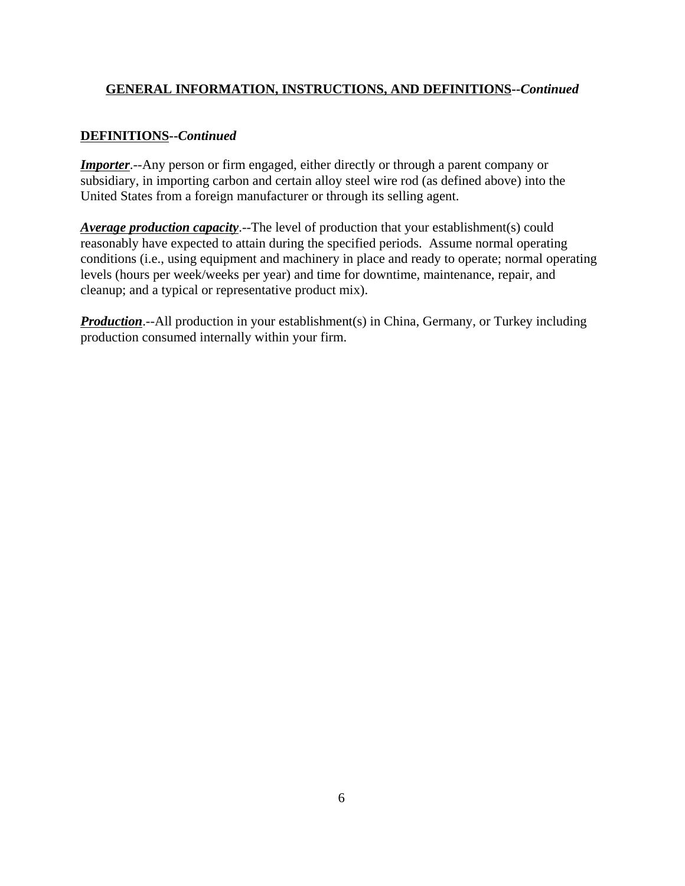## GENERAL INFORMATION, INSTRUCTIONS, AND DEFINITIONS--*Continued*

### DEFINITIONS--*Continued*

***Importer***.--Any person or firm engaged, either directly or through a parent company or subsidiary, in importing carbon and certain alloy steel wire rod (as defined above) into the United States from a foreign manufacturer or through its selling agent.

***Average production capacity***.--The level of production that your establishment(s) could reasonably have expected to attain during the specified periods. Assume normal operating conditions (i.e., using equipment and machinery in place and ready to operate; normal operating levels (hours per week/weeks per year) and time for downtime, maintenance, repair, and cleanup; and a typical or representative product mix).

***Production***.--All production in your establishment(s) in China, Germany, or Turkey including production consumed internally within your firm.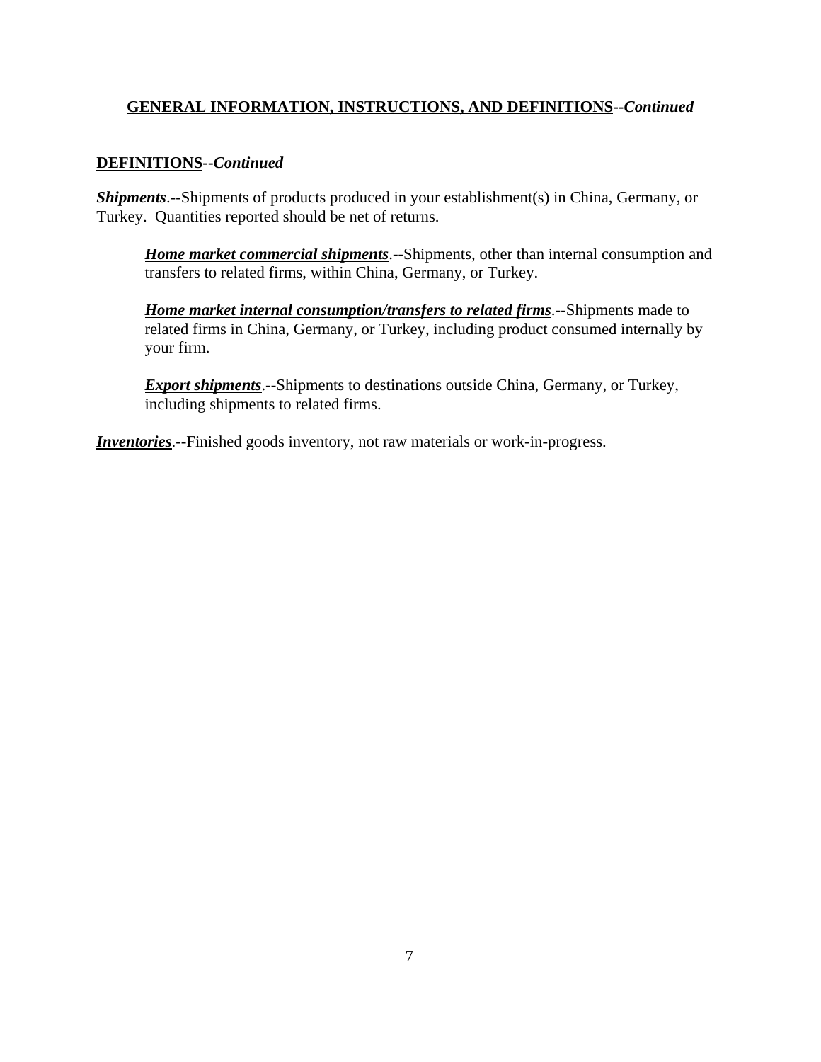## GENERAL INFORMATION, INSTRUCTIONS, AND DEFINITIONS--*Continued*

### DEFINITIONS--*Continued*

***Shipments***.--Shipments of products produced in your establishment(s) in China, Germany, or Turkey. Quantities reported should be net of returns.

> ***Home market commercial shipments***.--Shipments, other than internal consumption and transfers to related firms, within China, Germany, or Turkey.
>
> ***Home market internal consumption/transfers to related firms***.--Shipments made to related firms in China, Germany, or Turkey, including product consumed internally by your firm.
>
> ***Export shipments***.--Shipments to destinations outside China, Germany, or Turkey, including shipments to related firms.

***Inventories***.--Finished goods inventory, not raw materials or work-in-progress.